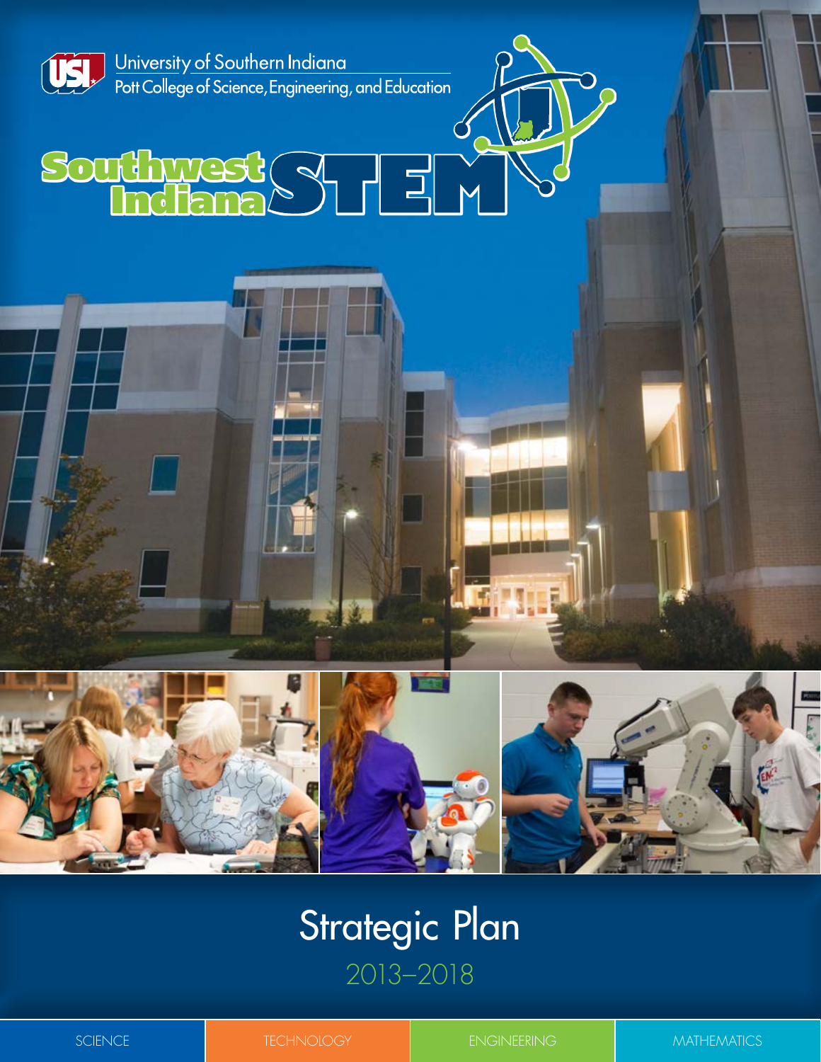University of Southern Indiana
Pott College of Science, Engineering, and Education

# Southwest Indiana STEM

# Strategic Plan

## 2013–2018

SCIENCE | TECHNOLOGY | ENGINEERING | MATHEMATICS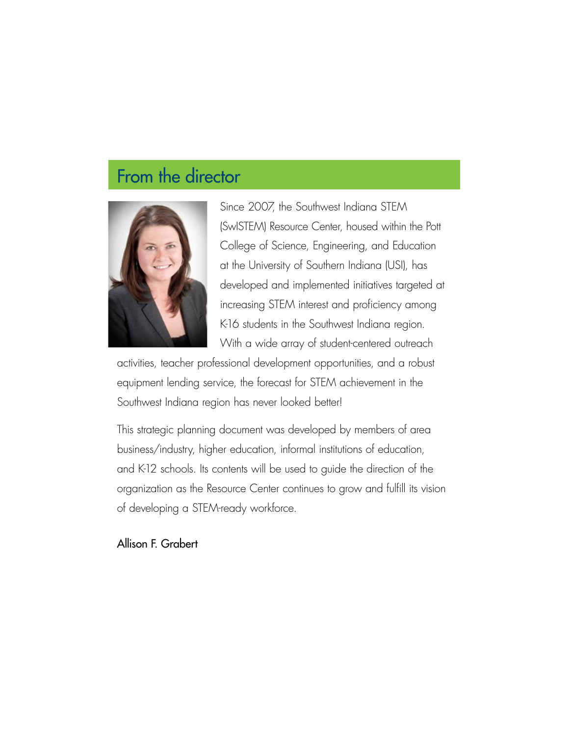## From the director

Since 2007, the Southwest Indiana STEM (SwISTEM) Resource Center, housed within the Pott College of Science, Engineering, and Education at the University of Southern Indiana (USI), has developed and implemented initiatives targeted at increasing STEM interest and proficiency among K-16 students in the Southwest Indiana region. With a wide array of student-centered outreach activities, teacher professional development opportunities, and a robust equipment lending service, the forecast for STEM achievement in the Southwest Indiana region has never looked better!

This strategic planning document was developed by members of area business/industry, higher education, informal institutions of education, and K-12 schools. Its contents will be used to guide the direction of the organization as the Resource Center continues to grow and fulfill its vision of developing a STEM-ready workforce.

Allison F. Grabert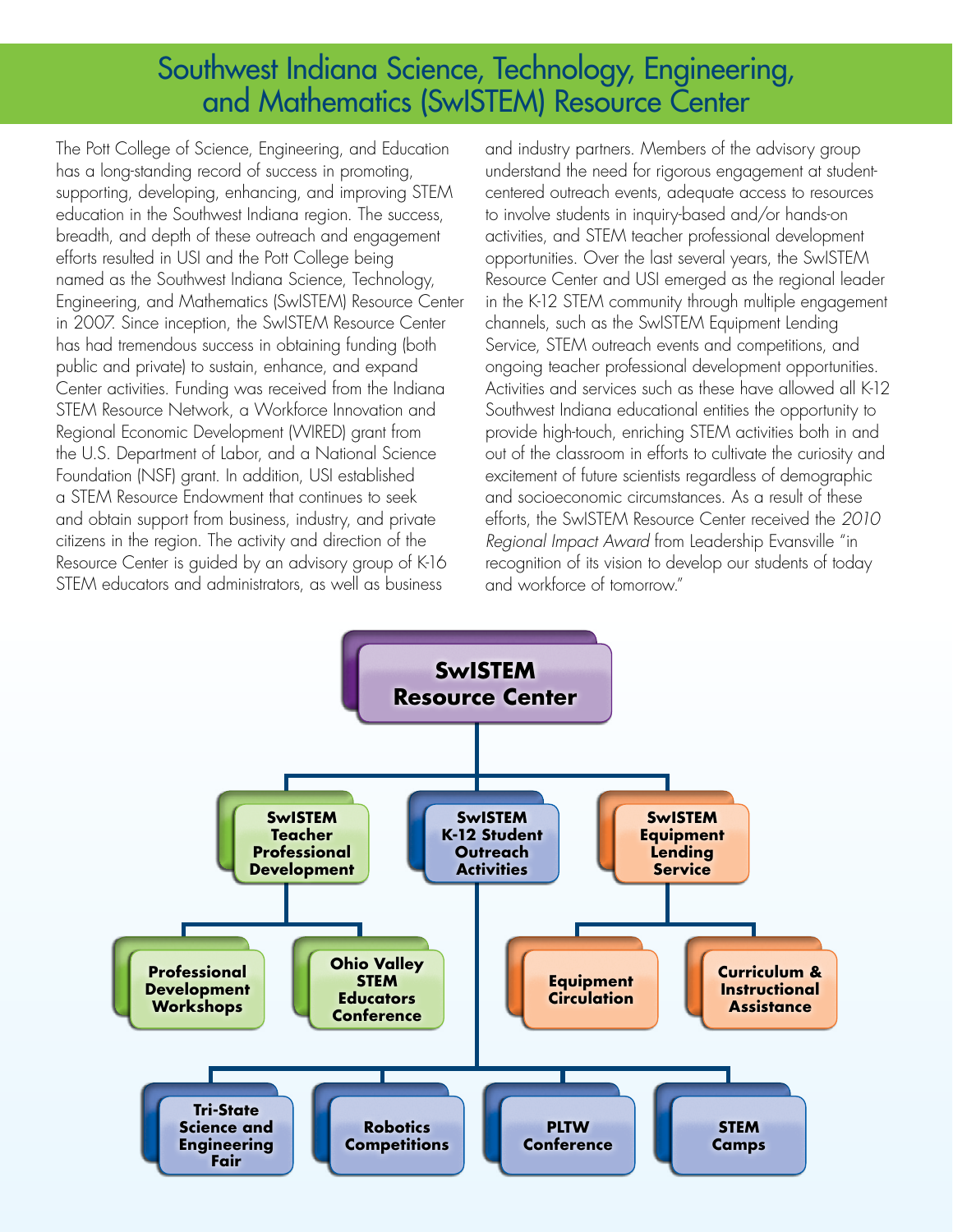# Southwest Indiana Science, Technology, Engineering, and Mathematics (SwISTEM) Resource Center

The Pott College of Science, Engineering, and Education has a long-standing record of success in promoting, supporting, developing, enhancing, and improving STEM education in the Southwest Indiana region. The success, breadth, and depth of these outreach and engagement efforts resulted in USI and the Pott College being named as the Southwest Indiana Science, Technology, Engineering, and Mathematics (SwISTEM) Resource Center in 2007. Since inception, the SwISTEM Resource Center has had tremendous success in obtaining funding (both public and private) to sustain, enhance, and expand Center activities. Funding was received from the Indiana STEM Resource Network, a Workforce Innovation and Regional Economic Development (WIRED) grant from the U.S. Department of Labor, and a National Science Foundation (NSF) grant. In addition, USI established a STEM Resource Endowment that continues to seek and obtain support from business, industry, and private citizens in the region. The activity and direction of the Resource Center is guided by an advisory group of K-16 STEM educators and administrators, as well as business and industry partners. Members of the advisory group understand the need for rigorous engagement at student-centered outreach events, adequate access to resources to involve students in inquiry-based and/or hands-on activities, and STEM teacher professional development opportunities. Over the last several years, the SwISTEM Resource Center and USI emerged as the regional leader in the K-12 STEM community through multiple engagement channels, such as the SwISTEM Equipment Lending Service, STEM outreach events and competitions, and ongoing teacher professional development opportunities. Activities and services such as these have allowed all K-12 Southwest Indiana educational entities the opportunity to provide high-touch, enriching STEM activities both in and out of the classroom in efforts to cultivate the curiosity and excitement of future scientists regardless of demographic and socioeconomic circumstances. As a result of these efforts, the SwISTEM Resource Center received the *2010 Regional Impact Award* from Leadership Evansville "in recognition of its vision to develop our students of today and workforce of tomorrow."

**SwISTEM Resource Center**

- **SwISTEM Teacher Professional Development**
  - Professional Development Workshops
  - Ohio Valley STEM Educators Conference
- **SwISTEM K-12 Student Outreach Activities**
  - Tri-State Science and Engineering Fair
  - Robotics Competitions
  - PLTW Conference
  - STEM Camps
- **SwISTEM Equipment Lending Service**
  - Equipment Circulation
  - Curriculum & Instructional Assistance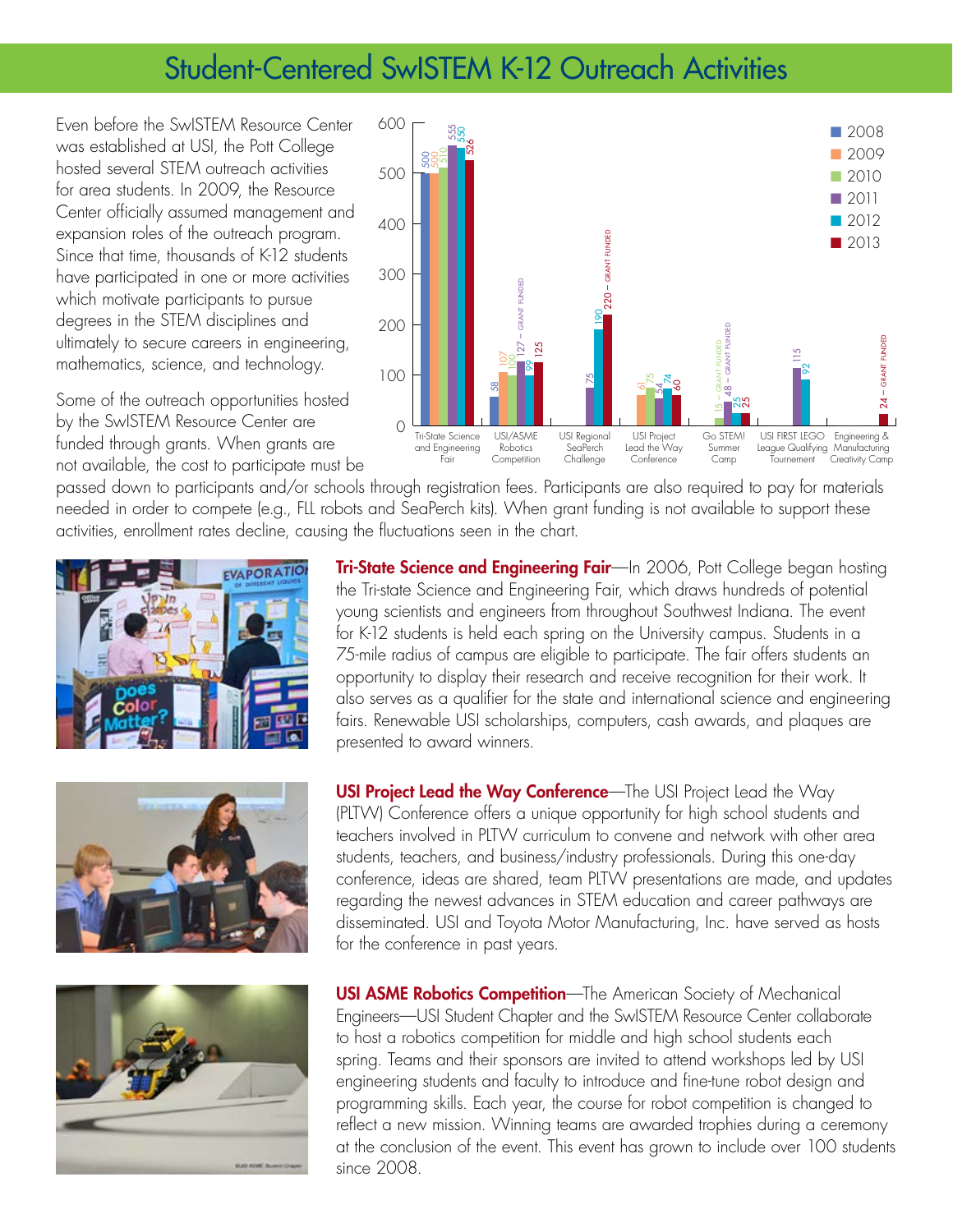# Student-Centered SwISTEM K-12 Outreach Activities

Even before the SwISTEM Resource Center was established at USI, the Pott College hosted several STEM outreach activities for area students. In 2009, the Resource Center officially assumed management and expansion roles of the outreach program. Since that time, thousands of K-12 students have participated in one or more activities which motivate participants to pursue degrees in the STEM disciplines and ultimately to secure careers in engineering, mathematics, science, and technology.

Some of the outreach opportunities hosted by the SwISTEM Resource Center are funded through grants. When grants are not available, the cost to participate must be passed down to participants and/or schools through registration fees. Participants are also required to pay for materials needed in order to compete (e.g., FLL robots and SeaPerch kits). When grant funding is not available to support these activities, enrollment rates decline, causing the fluctuations seen in the chart.

| Activity | 2008 | 2009 | 2010 | 2011 | 2012 | 2013 |
|---|---|---|---|---|---|---|
| Tri-State Science and Engineering Fair | 500 | 500 | 510 | 555 | 550 | 526 |
| USI/ASME Robotics Competition | 58 | 107 | 100 | 127 – GRANT FUNDED | 99 | 125 |
| USI Regional SeaPerch Challenge | | | | 75 | 190 | 220 – GRANT FUNDED |
| USI Project Lead the Way Conference | | 61 | 75 | 54 | 74 | 60 |
| Go STEM! Summer Camp | | | 15 – GRANT FUNDED | 48 – GRANT FUNDED | 25 | 25 |
| USI FIRST LEGO League Qualifying Tournement | | | | 115 | 92 | |
| Engineering & Manufacturing Creativity Camp | | | | | | 24 – GRANT FUNDED |

**Tri-State Science and Engineering Fair**—In 2006, Pott College began hosting the Tri-state Science and Engineering Fair, which draws hundreds of potential young scientists and engineers from throughout Southwest Indiana. The event for K-12 students is held each spring on the University campus. Students in a 75-mile radius of campus are eligible to participate. The fair offers students an opportunity to display their research and receive recognition for their work. It also serves as a qualifier for the state and international science and engineering fairs. Renewable USI scholarships, computers, cash awards, and plaques are presented to award winners.

**USI Project Lead the Way Conference**—The USI Project Lead the Way (PLTW) Conference offers a unique opportunity for high school students and teachers involved in PLTW curriculum to convene and network with other area students, teachers, and business/industry professionals. During this one-day conference, ideas are shared, team PLTW presentations are made, and updates regarding the newest advances in STEM education and career pathways are disseminated. USI and Toyota Motor Manufacturing, Inc. have served as hosts for the conference in past years.

**USI ASME Robotics Competition**—The American Society of Mechanical Engineers—USI Student Chapter and the SwISTEM Resource Center collaborate to host a robotics competition for middle and high school students each spring. Teams and their sponsors are invited to attend workshops led by USI engineering students and faculty to introduce and fine-tune robot design and programming skills. Each year, the course for robot competition is changed to reflect a new mission. Winning teams are awarded trophies during a ceremony at the conclusion of the event. This event has grown to include over 100 students since 2008.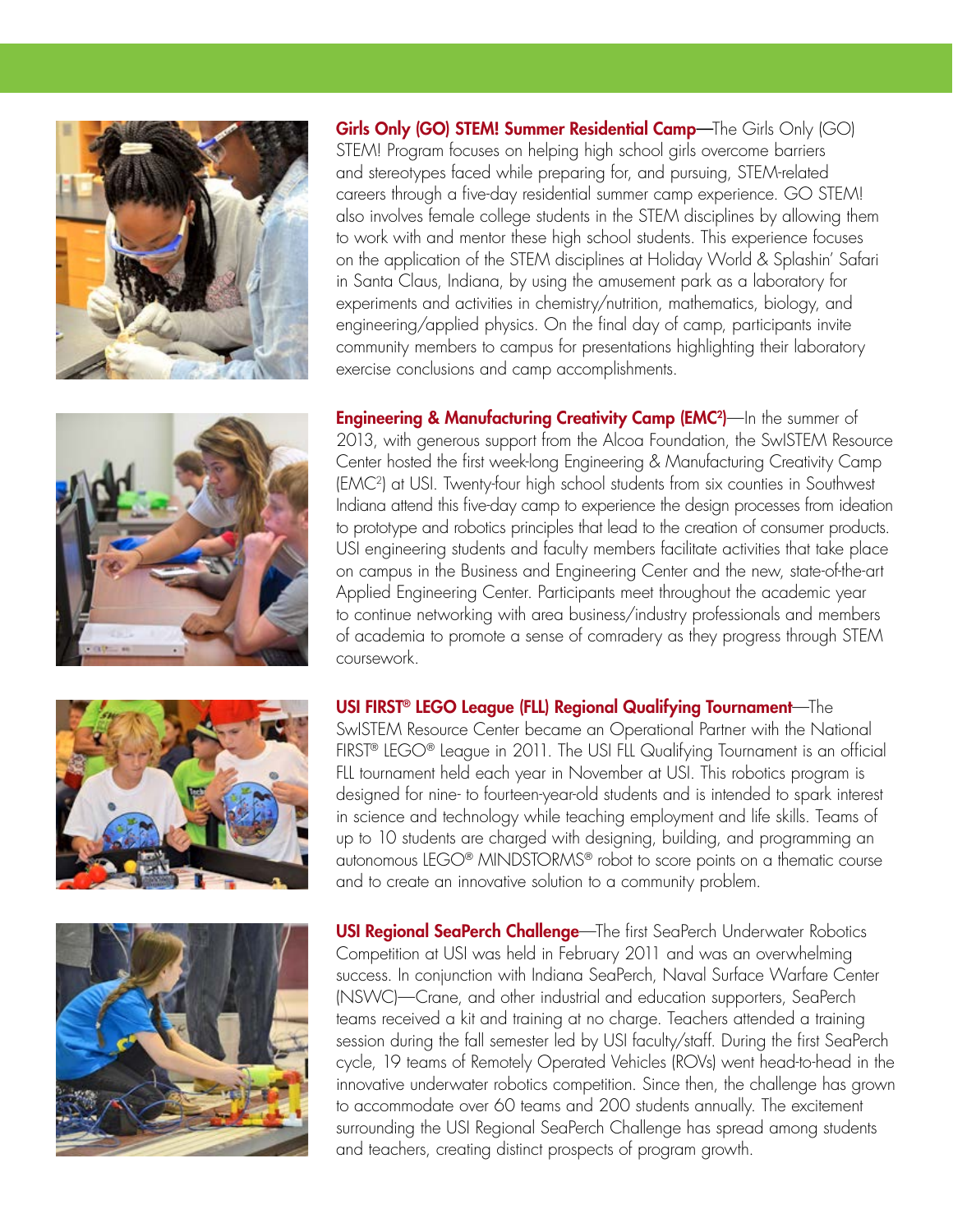**Girls Only (GO) STEM! Summer Residential Camp**—The Girls Only (GO) STEM! Program focuses on helping high school girls overcome barriers and stereotypes faced while preparing for, and pursuing, STEM-related careers through a five-day residential summer camp experience. GO STEM! also involves female college students in the STEM disciplines by allowing them to work with and mentor these high school students. This experience focuses on the application of the STEM disciplines at Holiday World & Splashin' Safari in Santa Claus, Indiana, by using the amusement park as a laboratory for experiments and activities in chemistry/nutrition, mathematics, biology, and engineering/applied physics. On the final day of camp, participants invite community members to campus for presentations highlighting their laboratory exercise conclusions and camp accomplishments.

**Engineering & Manufacturing Creativity Camp (EMC²)**—In the summer of 2013, with generous support from the Alcoa Foundation, the SwISTEM Resource Center hosted the first week-long Engineering & Manufacturing Creativity Camp (EMC²) at USI. Twenty-four high school students from six counties in Southwest Indiana attend this five-day camp to experience the design processes from ideation to prototype and robotics principles that lead to the creation of consumer products. USI engineering students and faculty members facilitate activities that take place on campus in the Business and Engineering Center and the new, state-of-the-art Applied Engineering Center. Participants meet throughout the academic year to continue networking with area business/industry professionals and members of academia to promote a sense of comradery as they progress through STEM coursework.

**USI FIRST® LEGO League (FLL) Regional Qualifying Tournament**—The SwISTEM Resource Center became an Operational Partner with the National FIRST® LEGO® League in 2011. The USI FLL Qualifying Tournament is an official FLL tournament held each year in November at USI. This robotics program is designed for nine- to fourteen-year-old students and is intended to spark interest in science and technology while teaching employment and life skills. Teams of up to 10 students are charged with designing, building, and programming an autonomous LEGO® MINDSTORMS® robot to score points on a thematic course and to create an innovative solution to a community problem.

**USI Regional SeaPerch Challenge**—The first SeaPerch Underwater Robotics Competition at USI was held in February 2011 and was an overwhelming success. In conjunction with Indiana SeaPerch, Naval Surface Warfare Center (NSWC)—Crane, and other industrial and education supporters, SeaPerch teams received a kit and training at no charge. Teachers attended a training session during the fall semester led by USI faculty/staff. During the first SeaPerch cycle, 19 teams of Remotely Operated Vehicles (ROVs) went head-to-head in the innovative underwater robotics competition. Since then, the challenge has grown to accommodate over 60 teams and 200 students annually. The excitement surrounding the USI Regional SeaPerch Challenge has spread among students and teachers, creating distinct prospects of program growth.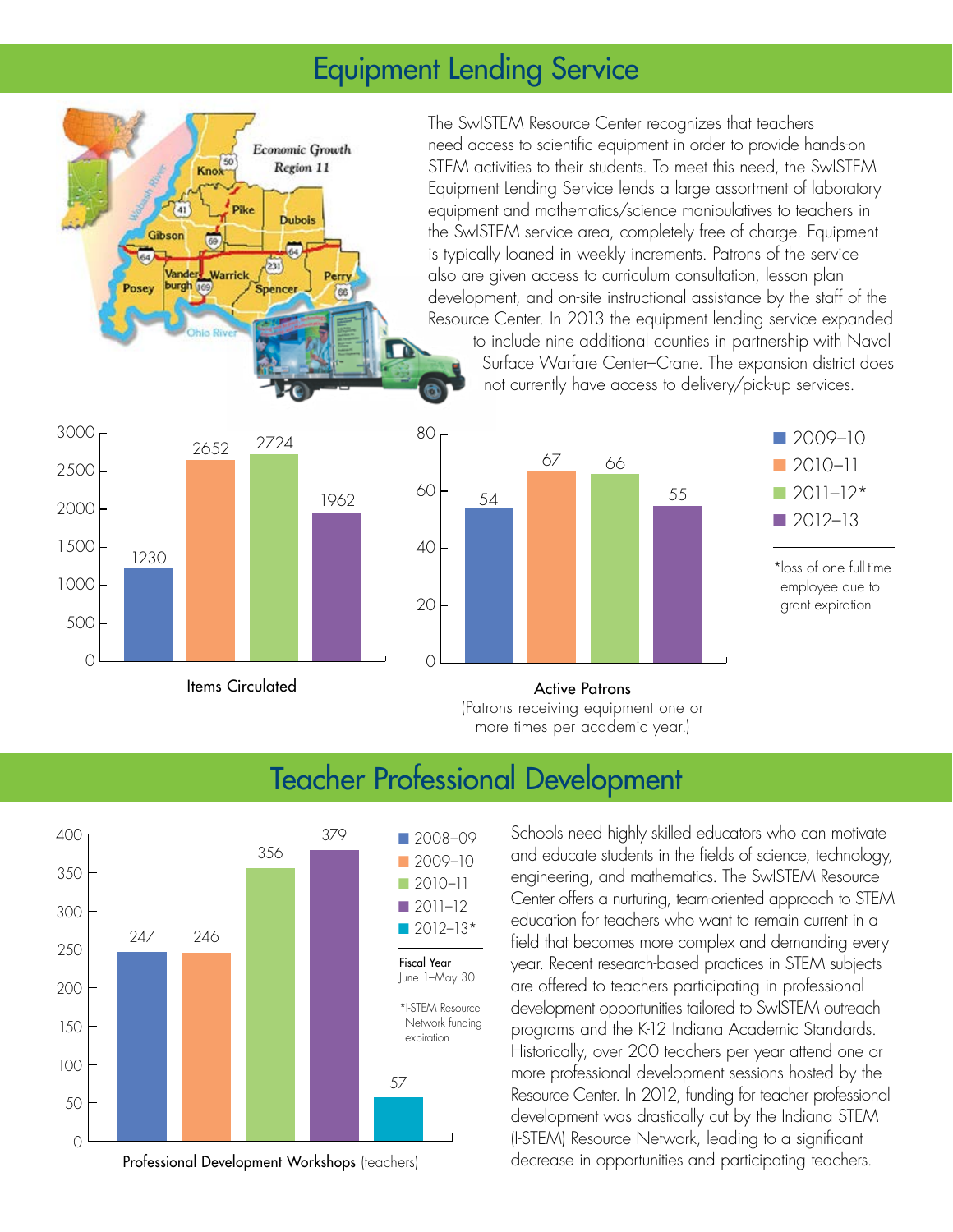## Equipment Lending Service

The SwISTEM Resource Center recognizes that teachers need access to scientific equipment in order to provide hands-on STEM activities to their students. To meet this need, the SwISTEM Equipment Lending Service lends a large assortment of laboratory equipment and mathematics/science manipulatives to teachers in the SwISTEM service area, completely free of charge. Equipment is typically loaned in weekly increments. Patrons of the service also are given access to curriculum consultation, lesson plan development, and on-site instructional assistance by the staff of the Resource Center. In 2013 the equipment lending service expanded to include nine additional counties in partnership with Naval Surface Warfare Center–Crane. The expansion district does not currently have access to delivery/pick-up services.

| | Items Circulated | Active Patrons |
|---|---|---|
| 2009–10 | 1230 | 54 |
| 2010–11 | 2652 | 67 |
| 2011–12* | 2724 | 66 |
| 2012–13 | 1962 | 55 |

Items Circulated

Active Patrons
(Patrons receiving equipment one or more times per academic year.)

*loss of one full-time employee due to grant expiration

## Teacher Professional Development

| Fiscal Year | Teachers |
|---|---|
| 2008–09 | 247 |
| 2009–10 | 246 |
| 2010–11 | 356 |
| 2011–12 | 379 |
| 2012–13* | 57 |

Fiscal Year June 1–May 30

*I-STEM Resource Network funding expiration

Professional Development Workshops (teachers)

Schools need highly skilled educators who can motivate and educate students in the fields of science, technology, engineering, and mathematics. The SwISTEM Resource Center offers a nurturing, team-oriented approach to STEM education for teachers who want to remain current in a field that becomes more complex and demanding every year. Recent research-based practices in STEM subjects are offered to teachers participating in professional development opportunities tailored to SwISTEM outreach programs and the K-12 Indiana Academic Standards. Historically, over 200 teachers per year attend one or more professional development sessions hosted by the Resource Center. In 2012, funding for teacher professional development was drastically cut by the Indiana STEM (I-STEM) Resource Network, leading to a significant decrease in opportunities and participating teachers.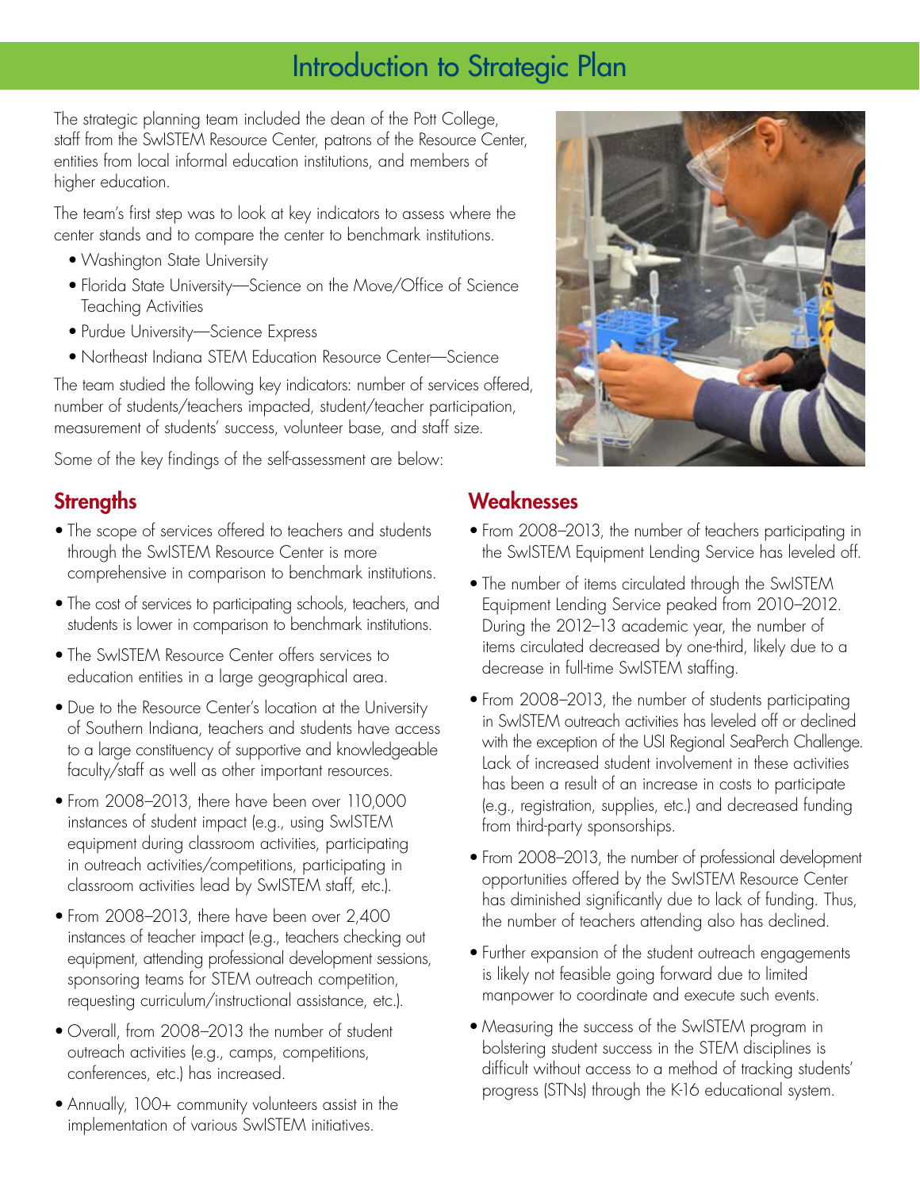# Introduction to Strategic Plan

The strategic planning team included the dean of the Pott College, staff from the SwISTEM Resource Center, patrons of the Resource Center, entities from local informal education institutions, and members of higher education.

The team's first step was to look at key indicators to assess where the center stands and to compare the center to benchmark institutions.

- Washington State University
- Florida State University—Science on the Move/Office of Science Teaching Activities
- Purdue University—Science Express
- Northeast Indiana STEM Education Resource Center—Science

The team studied the following key indicators: number of services offered, number of students/teachers impacted, student/teacher participation, measurement of students' success, volunteer base, and staff size.

Some of the key findings of the self-assessment are below:

## Strengths

- The scope of services offered to teachers and students through the SwISTEM Resource Center is more comprehensive in comparison to benchmark institutions.
- The cost of services to participating schools, teachers, and students is lower in comparison to benchmark institutions.
- The SwISTEM Resource Center offers services to education entities in a large geographical area.
- Due to the Resource Center's location at the University of Southern Indiana, teachers and students have access to a large constituency of supportive and knowledgeable faculty/staff as well as other important resources.
- From 2008–2013, there have been over 110,000 instances of student impact (e.g., using SwISTEM equipment during classroom activities, participating in outreach activities/competitions, participating in classroom activities lead by SwISTEM staff, etc.).
- From 2008–2013, there have been over 2,400 instances of teacher impact (e.g., teachers checking out equipment, attending professional development sessions, sponsoring teams for STEM outreach competition, requesting curriculum/instructional assistance, etc.).
- Overall, from 2008–2013 the number of student outreach activities (e.g., camps, competitions, conferences, etc.) has increased.
- Annually, 100+ community volunteers assist in the implementation of various SwISTEM initiatives.

## Weaknesses

- From 2008–2013, the number of teachers participating in the SwISTEM Equipment Lending Service has leveled off.
- The number of items circulated through the SwISTEM Equipment Lending Service peaked from 2010–2012. During the 2012–13 academic year, the number of items circulated decreased by one-third, likely due to a decrease in full-time SwISTEM staffing.
- From 2008–2013, the number of students participating in SwISTEM outreach activities has leveled off or declined with the exception of the USI Regional SeaPerch Challenge. Lack of increased student involvement in these activities has been a result of an increase in costs to participate (e.g., registration, supplies, etc.) and decreased funding from third-party sponsorships.
- From 2008–2013, the number of professional development opportunities offered by the SwISTEM Resource Center has diminished significantly due to lack of funding. Thus, the number of teachers attending also has declined.
- Further expansion of the student outreach engagements is likely not feasible going forward due to limited manpower to coordinate and execute such events.
- Measuring the success of the SwISTEM program in bolstering student success in the STEM disciplines is difficult without access to a method of tracking students' progress (STNs) through the K-16 educational system.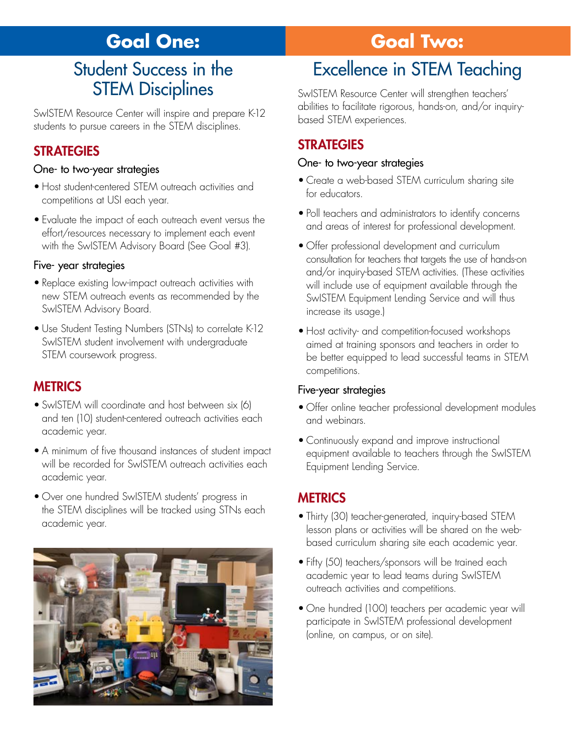# Goal One:

## Student Success in the STEM Disciplines

SwISTEM Resource Center will inspire and prepare K-12 students to pursue careers in the STEM disciplines.

### STRATEGIES

#### One- to two-year strategies

- Host student-centered STEM outreach activities and competitions at USI each year.
- Evaluate the impact of each outreach event versus the effort/resources necessary to implement each event with the SwISTEM Advisory Board (See Goal #3).

#### Five- year strategies

- Replace existing low-impact outreach activities with new STEM outreach events as recommended by the SwISTEM Advisory Board.
- Use Student Testing Numbers (STNs) to correlate K-12 SwISTEM student involvement with undergraduate STEM coursework progress.

### METRICS

- SwISTEM will coordinate and host between six (6) and ten (10) student-centered outreach activities each academic year.
- A minimum of five thousand instances of student impact will be recorded for SwISTEM outreach activities each academic year.
- Over one hundred SwISTEM students' progress in the STEM disciplines will be tracked using STNs each academic year.

# Goal Two:

## Excellence in STEM Teaching

SwISTEM Resource Center will strengthen teachers' abilities to facilitate rigorous, hands-on, and/or inquiry-based STEM experiences.

### STRATEGIES

#### One- to two-year strategies

- Create a web-based STEM curriculum sharing site for educators.
- Poll teachers and administrators to identify concerns and areas of interest for professional development.
- Offer professional development and curriculum consultation for teachers that targets the use of hands-on and/or inquiry-based STEM activities. (These activities will include use of equipment available through the SwISTEM Equipment Lending Service and will thus increase its usage.)
- Host activity- and competition-focused workshops aimed at training sponsors and teachers in order to be better equipped to lead successful teams in STEM competitions.

#### Five-year strategies

- Offer online teacher professional development modules and webinars.
- Continuously expand and improve instructional equipment available to teachers through the SwISTEM Equipment Lending Service.

### METRICS

- Thirty (30) teacher-generated, inquiry-based STEM lesson plans or activities will be shared on the web-based curriculum sharing site each academic year.
- Fifty (50) teachers/sponsors will be trained each academic year to lead teams during SwISTEM outreach activities and competitions.
- One hundred (100) teachers per academic year will participate in SwISTEM professional development (online, on campus, or on site).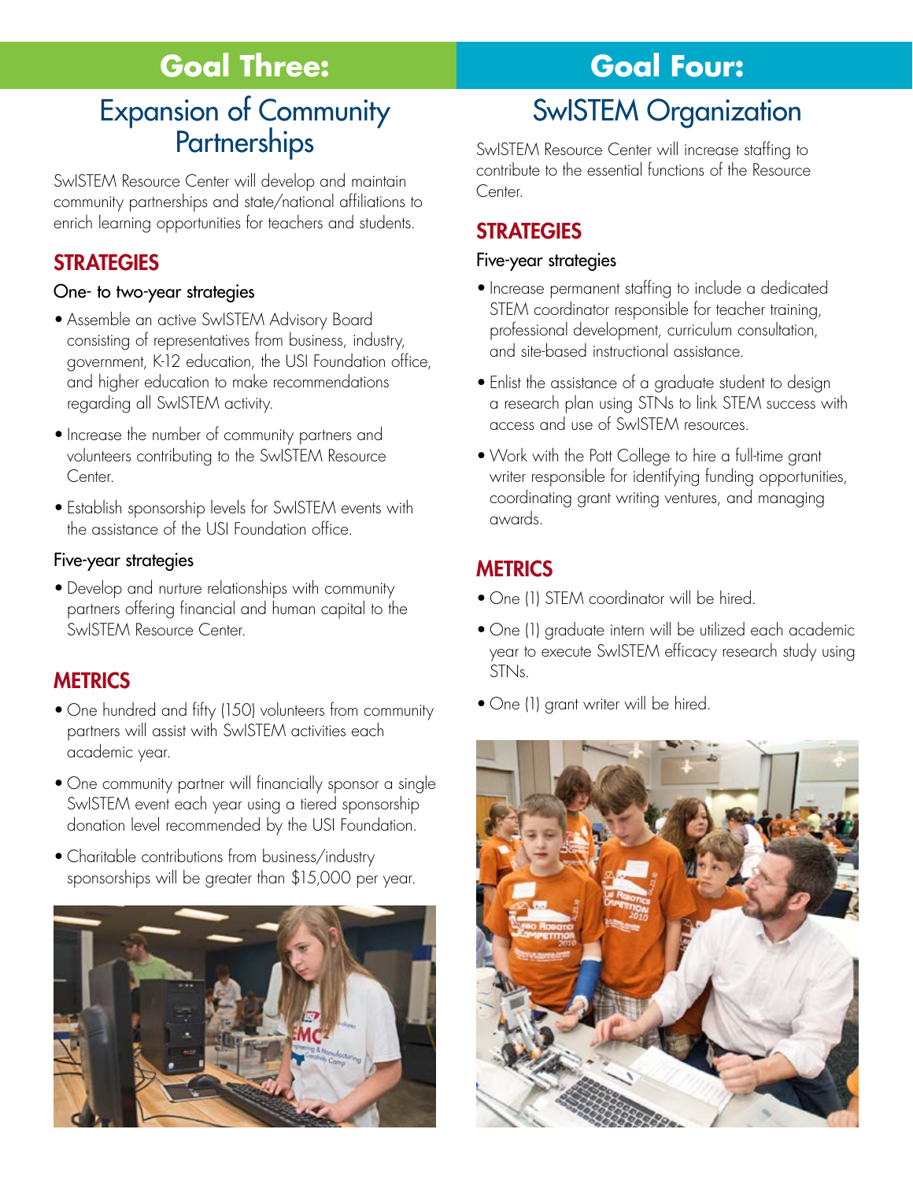# Goal Three:

## Expansion of Community Partnerships

SwISTEM Resource Center will develop and maintain community partnerships and state/national affiliations to enrich learning opportunities for teachers and students.

### STRATEGIES

#### One- to two-year strategies

- Assemble an active SwISTEM Advisory Board consisting of representatives from business, industry, government, K-12 education, the USI Foundation office, and higher education to make recommendations regarding all SwISTEM activity.
- Increase the number of community partners and volunteers contributing to the SwISTEM Resource Center.
- Establish sponsorship levels for SwISTEM events with the assistance of the USI Foundation office.

#### Five-year strategies

- Develop and nurture relationships with community partners offering financial and human capital to the SwISTEM Resource Center.

### METRICS

- One hundred and fifty (150) volunteers from community partners will assist with SwISTEM activities each academic year.
- One community partner will financially sponsor a single SwISTEM event each year using a tiered sponsorship donation level recommended by the USI Foundation.
- Charitable contributions from business/industry sponsorships will be greater than $15,000 per year.

# Goal Four:

## SwISTEM Organization

SwISTEM Resource Center will increase staffing to contribute to the essential functions of the Resource Center.

### STRATEGIES

#### Five-year strategies

- Increase permanent staffing to include a dedicated STEM coordinator responsible for teacher training, professional development, curriculum consultation, and site-based instructional assistance.
- Enlist the assistance of a graduate student to design a research plan using STNs to link STEM success with access and use of SwISTEM resources.
- Work with the Pott College to hire a full-time grant writer responsible for identifying funding opportunities, coordinating grant writing ventures, and managing awards.

### METRICS

- One (1) STEM coordinator will be hired.
- One (1) graduate intern will be utilized each academic year to execute SwISTEM efficacy research study using STNs.
- One (1) grant writer will be hired.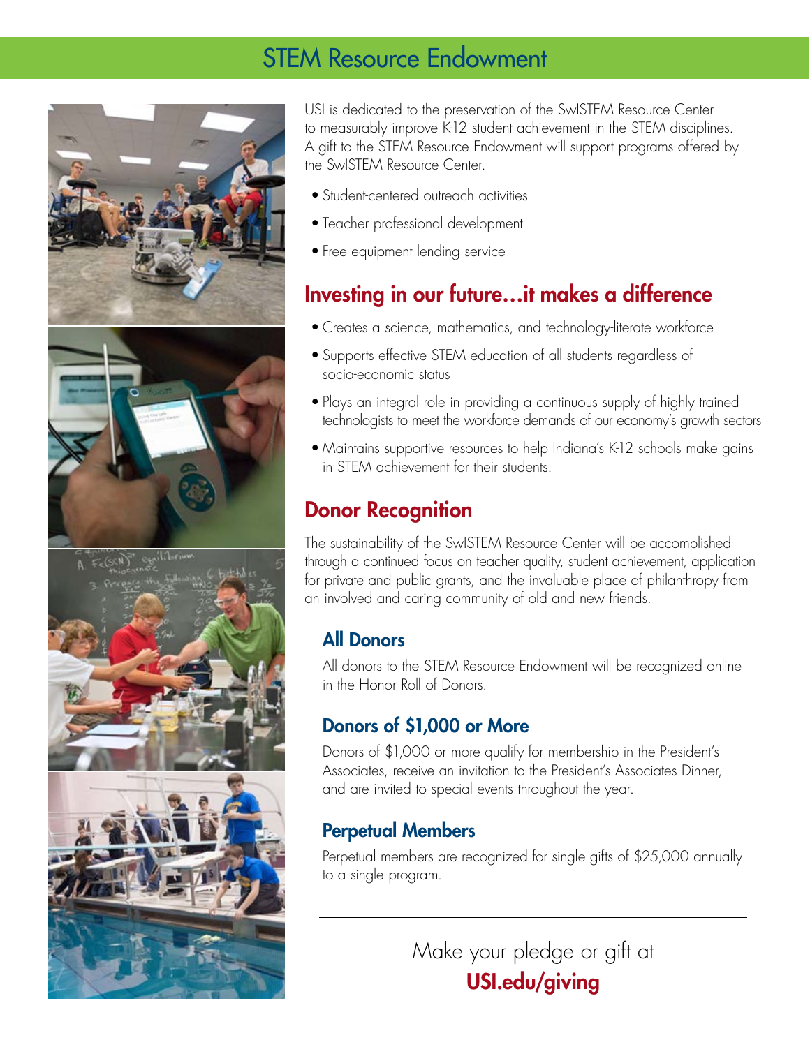# STEM Resource Endowment

USI is dedicated to the preservation of the SwISTEM Resource Center to measurably improve K-12 student achievement in the STEM disciplines. A gift to the STEM Resource Endowment will support programs offered by the SwISTEM Resource Center.

- Student-centered outreach activities
- Teacher professional development
- Free equipment lending service

## Investing in our future…it makes a difference

- Creates a science, mathematics, and technology-literate workforce
- Supports effective STEM education of all students regardless of socio-economic status
- Plays an integral role in providing a continuous supply of highly trained technologists to meet the workforce demands of our economy's growth sectors
- Maintains supportive resources to help Indiana's K-12 schools make gains in STEM achievement for their students.

## Donor Recognition

The sustainability of the SwISTEM Resource Center will be accomplished through a continued focus on teacher quality, student achievement, application for private and public grants, and the invaluable place of philanthropy from an involved and caring community of old and new friends.

### All Donors

All donors to the STEM Resource Endowment will be recognized online in the Honor Roll of Donors.

### Donors of $1,000 or More

Donors of $1,000 or more qualify for membership in the President's Associates, receive an invitation to the President's Associates Dinner, and are invited to special events throughout the year.

### Perpetual Members

Perpetual members are recognized for single gifts of $25,000 annually to a single program.

---

Make your pledge or gift at
**USI.edu/giving**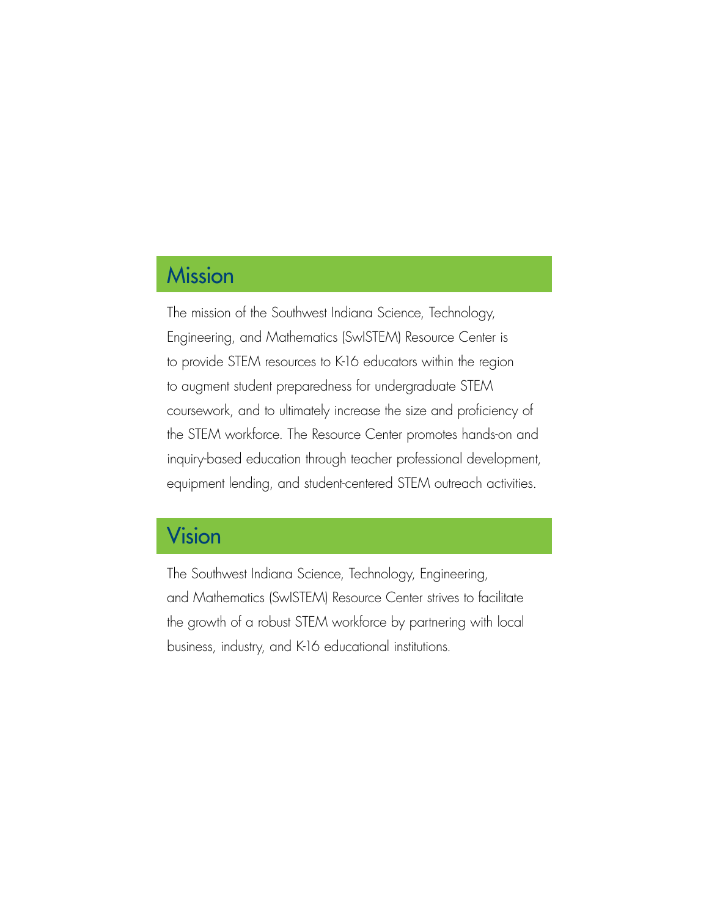## Mission

The mission of the Southwest Indiana Science, Technology, Engineering, and Mathematics (SwISTEM) Resource Center is to provide STEM resources to K-16 educators within the region to augment student preparedness for undergraduate STEM coursework, and to ultimately increase the size and proficiency of the STEM workforce. The Resource Center promotes hands-on and inquiry-based education through teacher professional development, equipment lending, and student-centered STEM outreach activities.

## Vision

The Southwest Indiana Science, Technology, Engineering, and Mathematics (SwISTEM) Resource Center strives to facilitate the growth of a robust STEM workforce by partnering with local business, industry, and K-16 educational institutions.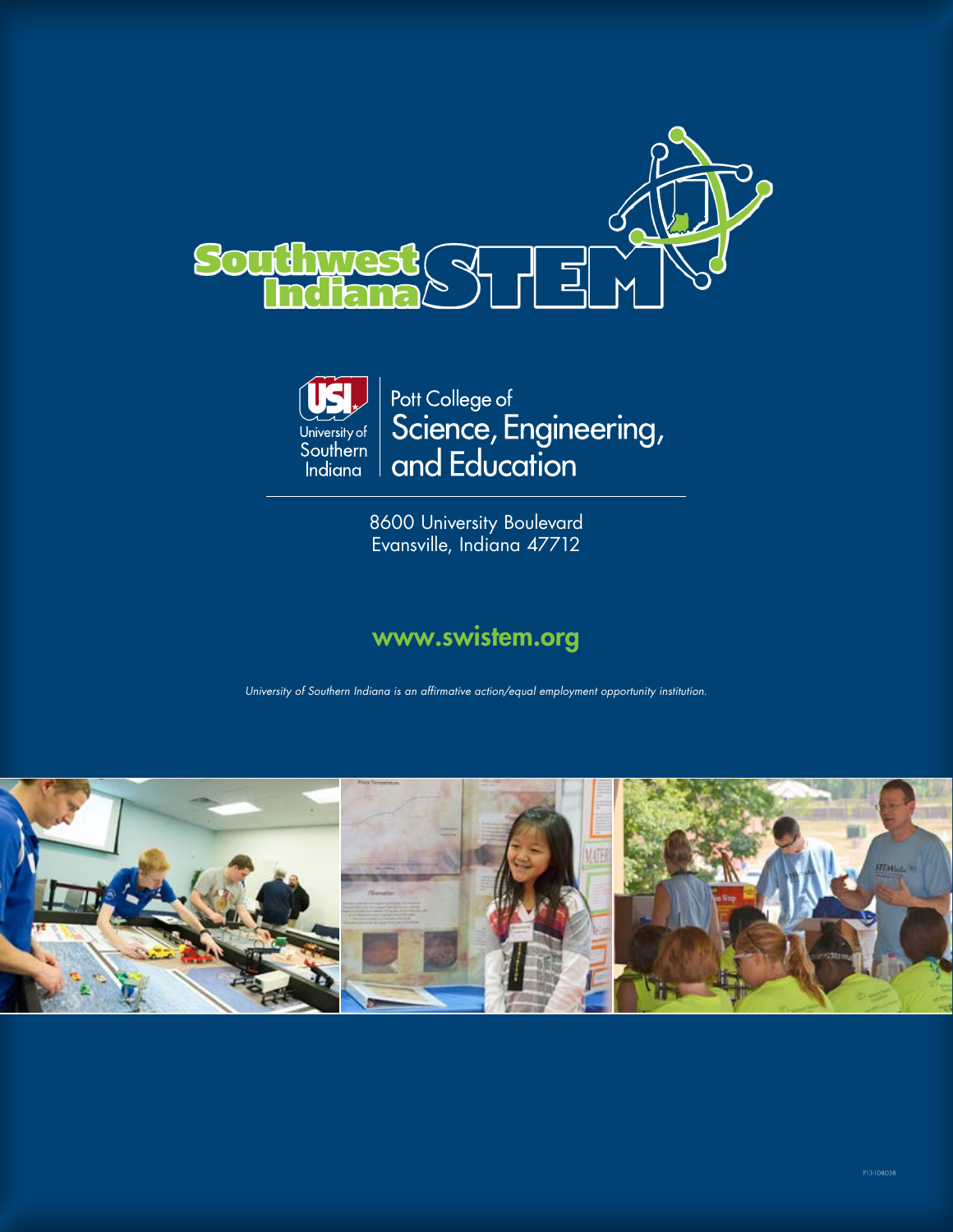Southwest Indiana STEM

University of Southern Indiana

Pott College of Science, Engineering, and Education

8600 University Boulevard
Evansville, Indiana 47712

**www.swistem.org**

*University of Southern Indiana is an affirmative action/equal employment opportunity institution.*

P13-108038